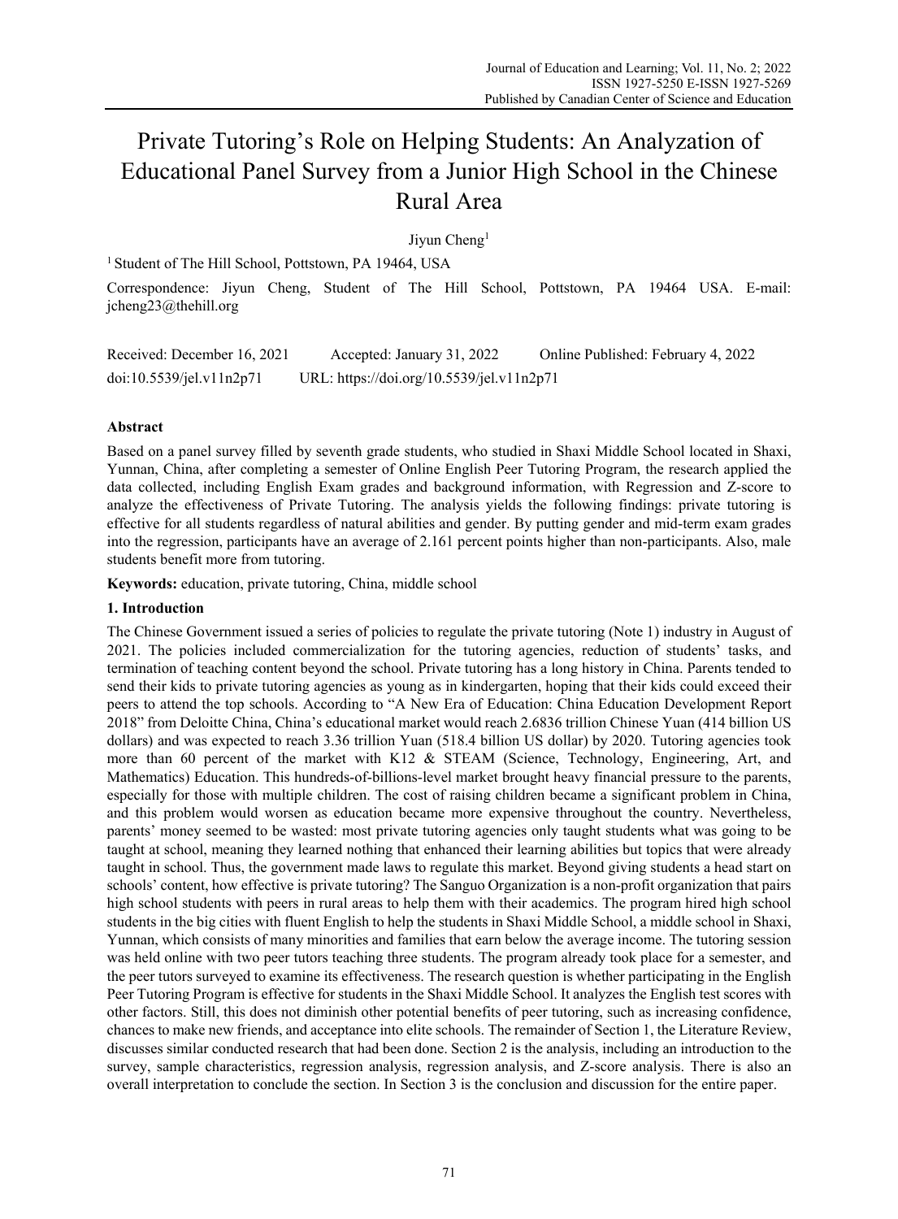# Private Tutoring's Role on Helping Students: An Analyzation of Educational Panel Survey from a Junior High School in the Chinese Rural Area

Jiyun Cheng[1]

[1] Student of The Hill School, Pottstown, PA 19464, USA

Correspondence: Jiyun Cheng, Student of The Hill School, Pottstown, PA 19464 USA. E-mail: jcheng23@thehill.org

Received: December 16, 2021 Accepted: January 31, 2022 Online Published: February 4, 2022

doi:10.5539/jel.v11n2p71 URL: https://doi.org/10.5539/jel.v11n2p71

## Abstract

Based on a panel survey filled by seventh grade students, who studied in Shaxi Middle School located in Shaxi, Yunnan, China, after completing a semester of Online English Peer Tutoring Program, the research applied the data collected, including English Exam grades and background information, with Regression and Z-score to analyze the effectiveness of Private Tutoring. The analysis yields the following findings: private tutoring is effective for all students regardless of natural abilities and gender. By putting gender and mid-term exam grades into the regression, participants have an average of 2.161 percent points higher than non-participants. Also, male students benefit more from tutoring.

**Keywords:** education, private tutoring, China, middle school

## 1. Introduction

The Chinese Government issued a series of policies to regulate the private tutoring (Note 1) industry in August of 2021. The policies included commercialization for the tutoring agencies, reduction of students' tasks, and termination of teaching content beyond the school. Private tutoring has a long history in China. Parents tended to send their kids to private tutoring agencies as young as in kindergarten, hoping that their kids could exceed their peers to attend the top schools. According to "A New Era of Education: China Education Development Report 2018" from Deloitte China, China's educational market would reach 2.6836 trillion Chinese Yuan (414 billion US dollars) and was expected to reach 3.36 trillion Yuan (518.4 billion US dollar) by 2020. Tutoring agencies took more than 60 percent of the market with K12 & STEAM (Science, Technology, Engineering, Art, and Mathematics) Education. This hundreds-of-billions-level market brought heavy financial pressure to the parents, especially for those with multiple children. The cost of raising children became a significant problem in China, and this problem would worsen as education became more expensive throughout the country. Nevertheless, parents' money seemed to be wasted: most private tutoring agencies only taught students what was going to be taught at school, meaning they learned nothing that enhanced their learning abilities but topics that were already taught in school. Thus, the government made laws to regulate this market. Beyond giving students a head start on schools' content, how effective is private tutoring? The Sanguo Organization is a non-profit organization that pairs high school students with peers in rural areas to help them with their academics. The program hired high school students in the big cities with fluent English to help the students in Shaxi Middle School, a middle school in Shaxi, Yunnan, which consists of many minorities and families that earn below the average income. The tutoring session was held online with two peer tutors teaching three students. The program already took place for a semester, and the peer tutors surveyed to examine its effectiveness. The research question is whether participating in the English Peer Tutoring Program is effective for students in the Shaxi Middle School. It analyzes the English test scores with other factors. Still, this does not diminish other potential benefits of peer tutoring, such as increasing confidence, chances to make new friends, and acceptance into elite schools. The remainder of Section 1, the Literature Review, discusses similar conducted research that had been done. Section 2 is the analysis, including an introduction to the survey, sample characteristics, regression analysis, regression analysis, and Z-score analysis. There is also an overall interpretation to conclude the section. In Section 3 is the conclusion and discussion for the entire paper.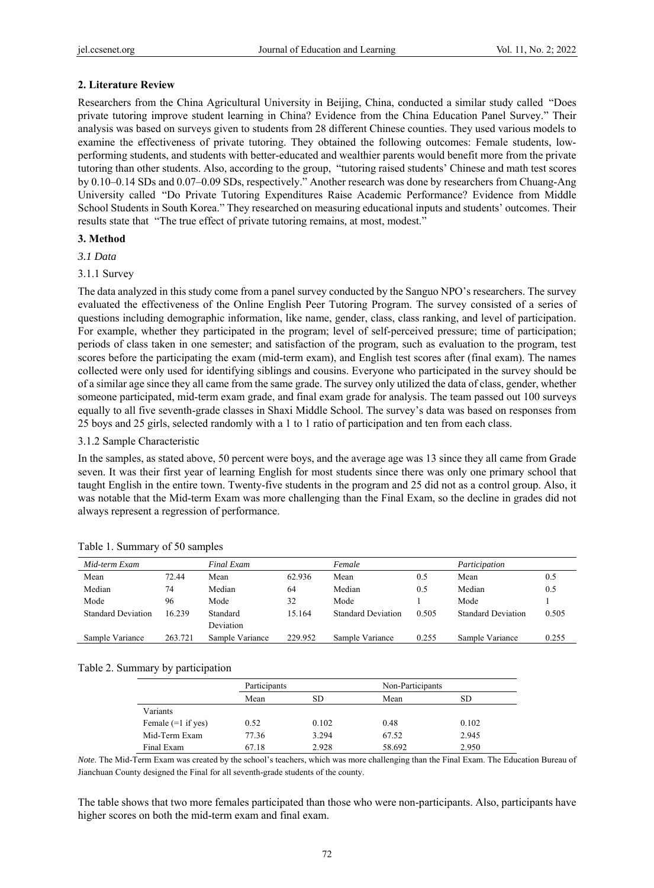## 2. Literature Review

Researchers from the China Agricultural University in Beijing, China, conducted a similar study called "Does private tutoring improve student learning in China? Evidence from the China Education Panel Survey." Their analysis was based on surveys given to students from 28 different Chinese counties. They used various models to examine the effectiveness of private tutoring. They obtained the following outcomes: Female students, low-performing students, and students with better-educated and wealthier parents would benefit more from the private tutoring than other students. Also, according to the group, "tutoring raised students' Chinese and math test scores by 0.10–0.14 SDs and 0.07–0.09 SDs, respectively." Another research was done by researchers from Chuang-Ang University called "Do Private Tutoring Expenditures Raise Academic Performance? Evidence from Middle School Students in South Korea." They researched on measuring educational inputs and students' outcomes. Their results state that "The true effect of private tutoring remains, at most, modest."

## 3. Method

### *3.1 Data*

#### 3.1.1 Survey

The data analyzed in this study come from a panel survey conducted by the Sanguo NPO's researchers. The survey evaluated the effectiveness of the Online English Peer Tutoring Program. The survey consisted of a series of questions including demographic information, like name, gender, class, class ranking, and level of participation. For example, whether they participated in the program; level of self-perceived pressure; time of participation; periods of class taken in one semester; and satisfaction of the program, such as evaluation to the program, test scores before the participating the exam (mid-term exam), and English test scores after (final exam). The names collected were only used for identifying siblings and cousins. Everyone who participated in the survey should be of a similar age since they all came from the same grade. The survey only utilized the data of class, gender, whether someone participated, mid-term exam grade, and final exam grade for analysis. The team passed out 100 surveys equally to all five seventh-grade classes in Shaxi Middle School. The survey's data was based on responses from 25 boys and 25 girls, selected randomly with a 1 to 1 ratio of participation and ten from each class.

#### 3.1.2 Sample Characteristic

In the samples, as stated above, 50 percent were boys, and the average age was 13 since they all came from Grade seven. It was their first year of learning English for most students since there was only one primary school that taught English in the entire town. Twenty-five students in the program and 25 did not as a control group. Also, it was notable that the Mid-term Exam was more challenging than the Final Exam, so the decline in grades did not always represent a regression of performance.

Table 1. Summary of 50 samples

| *Mid-term Exam* | | *Final Exam* | | *Female* | | *Participation* | |
|---|---|---|---|---|---|---|---|
| Mean | 72.44 | Mean | 62.936 | Mean | 0.5 | Mean | 0.5 |
| Median | 74 | Median | 64 | Median | 0.5 | Median | 0.5 |
| Mode | 96 | Mode | 32 | Mode | 1 | Mode | 1 |
| Standard Deviation | 16.239 | Standard Deviation | 15.164 | Standard Deviation | 0.505 | Standard Deviation | 0.505 |
| Sample Variance | 263.721 | Sample Variance | 229.952 | Sample Variance | 0.255 | Sample Variance | 0.255 |

Table 2. Summary by participation

| | Participants | | Non-Participants | |
|---|---|---|---|---|
| | Mean | SD | Mean | SD |
| Variants | | | | |
| Female (=1 if yes) | 0.52 | 0.102 | 0.48 | 0.102 |
| Mid-Term Exam | 77.36 | 3.294 | 67.52 | 2.945 |
| Final Exam | 67.18 | 2.928 | 58.692 | 2.950 |

*Note*. The Mid-Term Exam was created by the school's teachers, which was more challenging than the Final Exam. The Education Bureau of Jianchuan County designed the Final for all seventh-grade students of the county.

The table shows that two more females participated than those who were non-participants. Also, participants have higher scores on both the mid-term exam and final exam.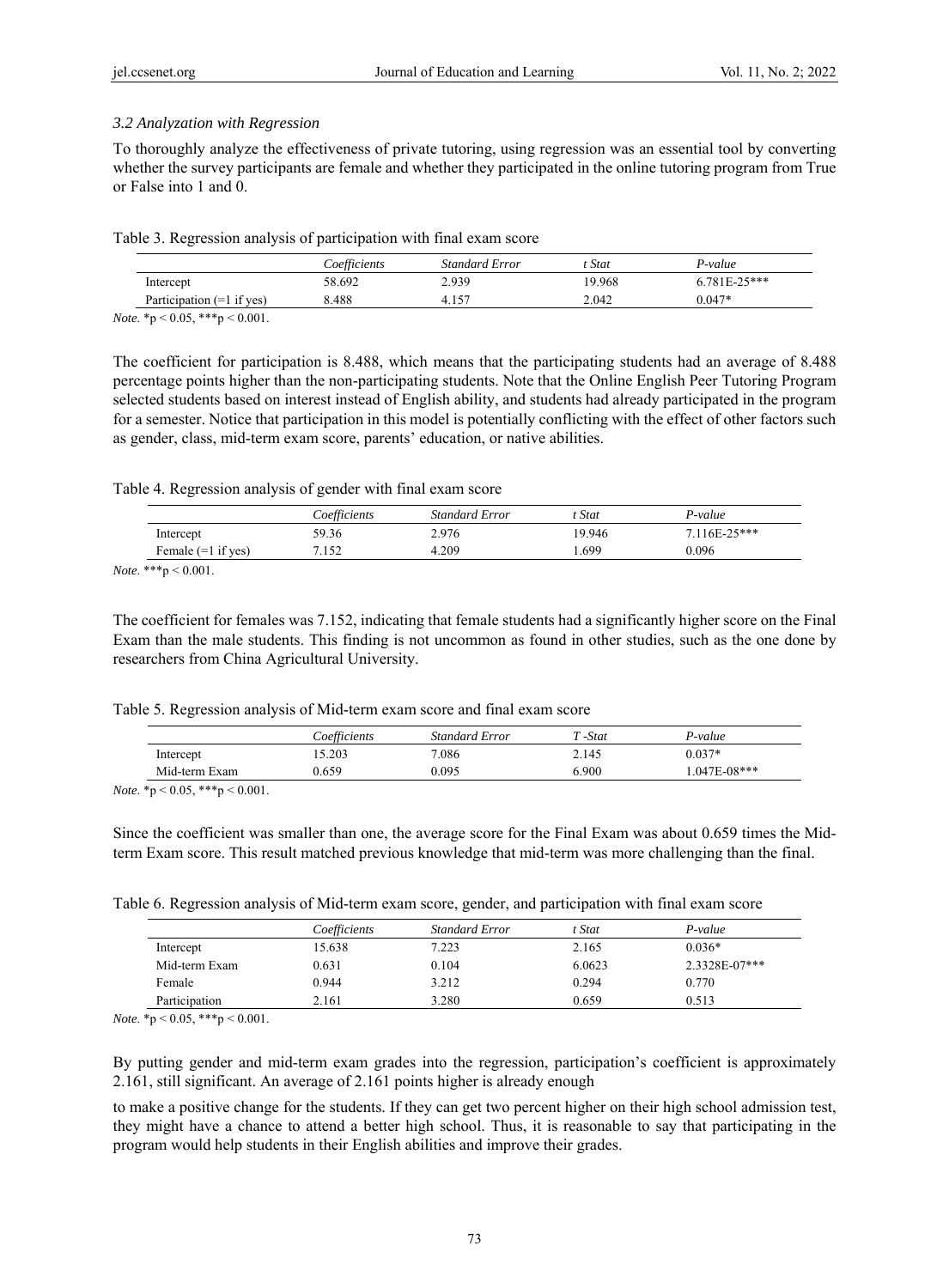### *3.2 Analyzation with Regression*

To thoroughly analyze the effectiveness of private tutoring, using regression was an essential tool by converting whether the survey participants are female and whether they participated in the online tutoring program from True or False into 1 and 0.

Table 3. Regression analysis of participation with final exam score

| | *Coefficients* | *Standard Error* | *t Stat* | *P-value* |
|---|---|---|---|---|
| Intercept | 58.692 | 2.939 | 19.968 | 6.781E-25*** |
| Participation (=1 if yes) | 8.488 | 4.157 | 2.042 | 0.047* |

*Note*. $^*p < 0.05$, $^{***}p < 0.001$.

The coefficient for participation is 8.488, which means that the participating students had an average of 8.488 percentage points higher than the non-participating students. Note that the Online English Peer Tutoring Program selected students based on interest instead of English ability, and students had already participated in the program for a semester. Notice that participation in this model is potentially conflicting with the effect of other factors such as gender, class, mid-term exam score, parents' education, or native abilities.

Table 4. Regression analysis of gender with final exam score

| | *Coefficients* | *Standard Error* | *t Stat* | *P-value* |
|---|---|---|---|---|
| Intercept | 59.36 | 2.976 | 19.946 | 7.116E-25*** |
| Female (=1 if yes) | 7.152 | 4.209 | 1.699 | 0.096 |

*Note*. $^{***}p < 0.001$.

The coefficient for females was 7.152, indicating that female students had a significantly higher score on the Final Exam than the male students. This finding is not uncommon as found in other studies, such as the one done by researchers from China Agricultural University.

Table 5. Regression analysis of Mid-term exam score and final exam score

| | *Coefficients* | *Standard Error* | *T -Stat* | *P-value* |
|---|---|---|---|---|
| Intercept | 15.203 | 7.086 | 2.145 | 0.037* |
| Mid-term Exam | 0.659 | 0.095 | 6.900 | 1.047E-08*** |

*Note*. $^*p < 0.05$, $^{***}p < 0.001$.

Since the coefficient was smaller than one, the average score for the Final Exam was about 0.659 times the Mid-term Exam score. This result matched previous knowledge that mid-term was more challenging than the final.

Table 6. Regression analysis of Mid-term exam score, gender, and participation with final exam score

| | *Coefficients* | *Standard Error* | *t Stat* | *P-value* |
|---|---|---|---|---|
| Intercept | 15.638 | 7.223 | 2.165 | 0.036* |
| Mid-term Exam | 0.631 | 0.104 | 6.0623 | 2.3328E-07*** |
| Female | 0.944 | 3.212 | 0.294 | 0.770 |
| Participation | 2.161 | 3.280 | 0.659 | 0.513 |

*Note*. $^*p < 0.05$, $^{***}p < 0.001$.

By putting gender and mid-term exam grades into the regression, participation's coefficient is approximately 2.161, still significant. An average of 2.161 points higher is already enough to make a positive change for the students. If they can get two percent higher on their high school admission test, they might have a chance to attend a better high school. Thus, it is reasonable to say that participating in the program would help students in their English abilities and improve their grades.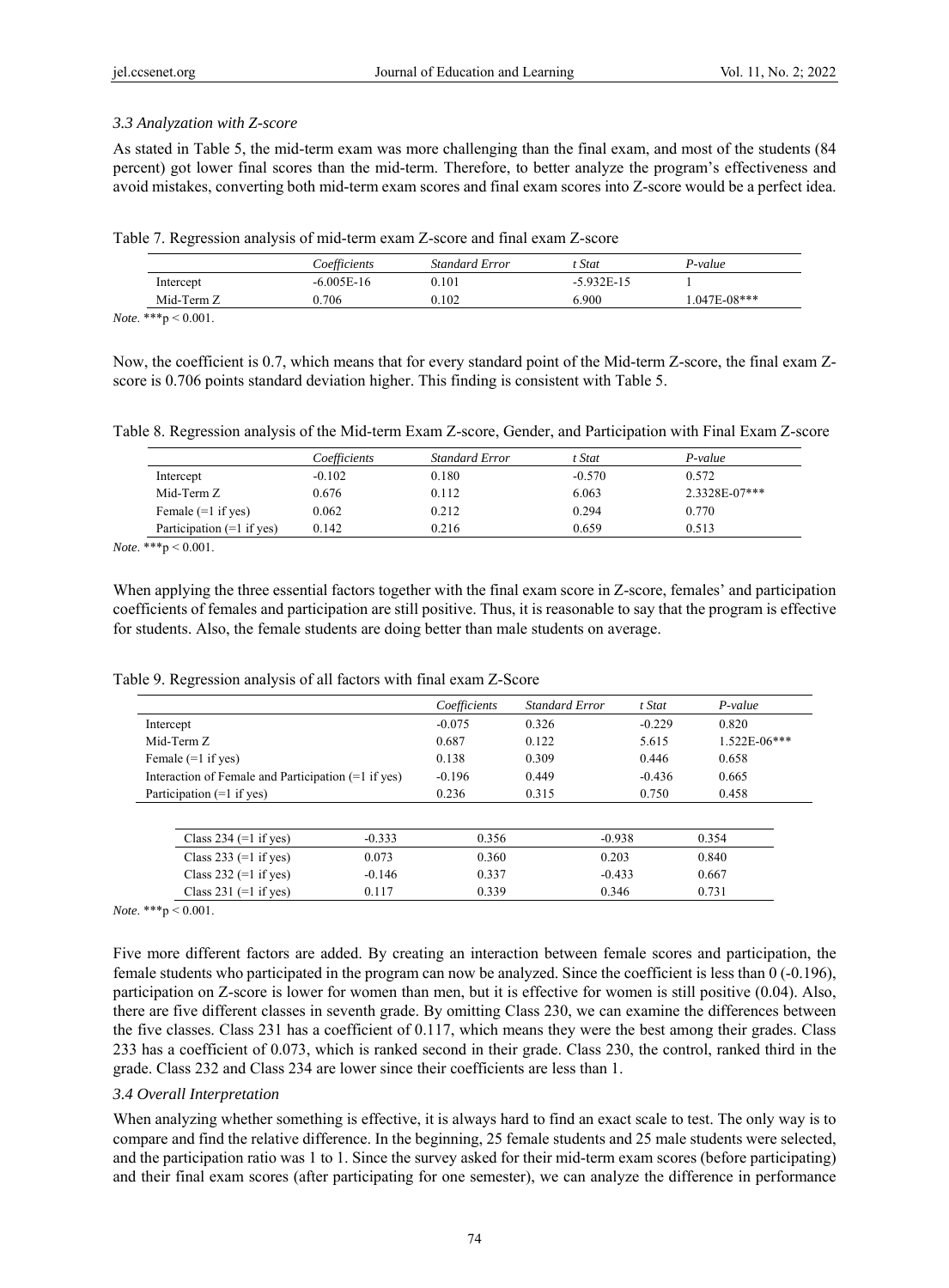### 3.3 Analyzation with Z-score

As stated in Table 5, the mid-term exam was more challenging than the final exam, and most of the students (84 percent) got lower final scores than the mid-term. Therefore, to better analyze the program's effectiveness and avoid mistakes, converting both mid-term exam scores and final exam scores into Z-score would be a perfect idea.

Table 7. Regression analysis of mid-term exam Z-score and final exam Z-score

| | *Coefficients* | *Standard Error* | *t Stat* | *P-value* |
|---|---|---|---|---|
| Intercept | -6.005E-16 | 0.101 | -5.932E-15 | 1 |
| Mid-Term Z | 0.706 | 0.102 | 6.900 | 1.047E-08*** |

*Note*. ***p < 0.001.

Now, the coefficient is 0.7, which means that for every standard point of the Mid-term Z-score, the final exam Z-score is 0.706 points standard deviation higher. This finding is consistent with Table 5.

Table 8. Regression analysis of the Mid-term Exam Z-score, Gender, and Participation with Final Exam Z-score

| | *Coefficients* | *Standard Error* | *t Stat* | *P-value* |
|---|---|---|---|---|
| Intercept | -0.102 | 0.180 | -0.570 | 0.572 |
| Mid-Term Z | 0.676 | 0.112 | 6.063 | 2.3328E-07*** |
| Female (=1 if yes) | 0.062 | 0.212 | 0.294 | 0.770 |
| Participation (=1 if yes) | 0.142 | 0.216 | 0.659 | 0.513 |

*Note*. ***p < 0.001.

When applying the three essential factors together with the final exam score in Z-score, females' and participation coefficients of females and participation are still positive. Thus, it is reasonable to say that the program is effective for students. Also, the female students are doing better than male students on average.

Table 9. Regression analysis of all factors with final exam Z-Score

| | *Coefficients* | *Standard Error* | *t Stat* | *P-value* |
|---|---|---|---|---|
| Intercept | -0.075 | 0.326 | -0.229 | 0.820 |
| Mid-Term Z | 0.687 | 0.122 | 5.615 | 1.522E-06*** |
| Female (=1 if yes) | 0.138 | 0.309 | 0.446 | 0.658 |
| Interaction of Female and Participation (=1 if yes) | -0.196 | 0.449 | -0.436 | 0.665 |
| Participation (=1 if yes) | 0.236 | 0.315 | 0.750 | 0.458 |
| Class 234 (=1 if yes) | -0.333 | 0.356 | -0.938 | 0.354 |
| Class 233 (=1 if yes) | 0.073 | 0.360 | 0.203 | 0.840 |
| Class 232 (=1 if yes) | -0.146 | 0.337 | -0.433 | 0.667 |
| Class 231 (=1 if yes) | 0.117 | 0.339 | 0.346 | 0.731 |

*Note*. ***p < 0.001.

Five more different factors are added. By creating an interaction between female scores and participation, the female students who participated in the program can now be analyzed. Since the coefficient is less than 0 (-0.196), participation on Z-score is lower for women than men, but it is effective for women is still positive (0.04). Also, there are five different classes in seventh grade. By omitting Class 230, we can examine the differences between the five classes. Class 231 has a coefficient of 0.117, which means they were the best among their grades. Class 233 has a coefficient of 0.073, which is ranked second in their grade. Class 230, the control, ranked third in the grade. Class 232 and Class 234 are lower since their coefficients are less than 1.

### 3.4 Overall Interpretation

When analyzing whether something is effective, it is always hard to find an exact scale to test. The only way is to compare and find the relative difference. In the beginning, 25 female students and 25 male students were selected, and the participation ratio was 1 to 1. Since the survey asked for their mid-term exam scores (before participating) and their final exam scores (after participating for one semester), we can analyze the difference in performance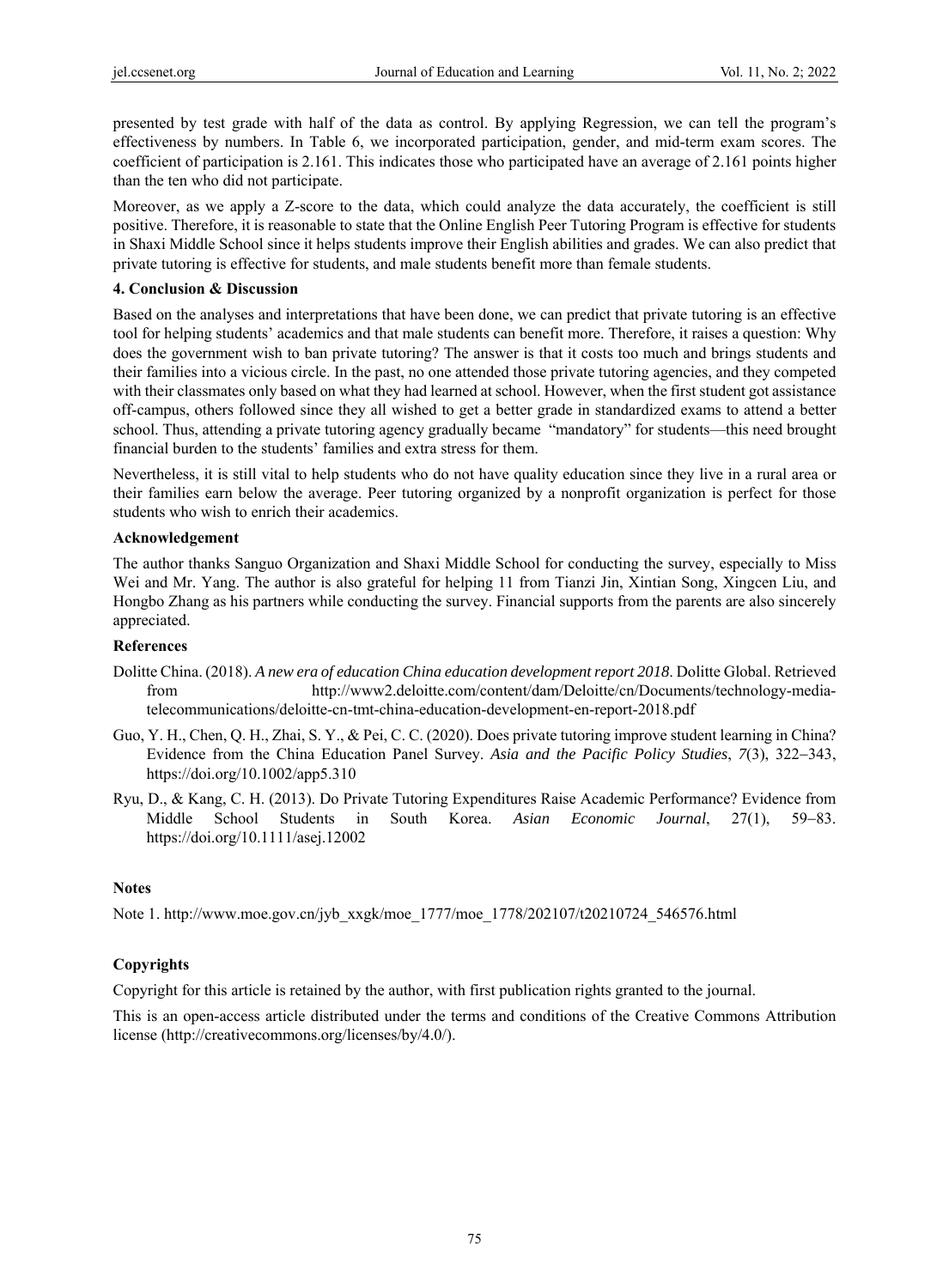presented by test grade with half of the data as control. By applying Regression, we can tell the program's effectiveness by numbers. In Table 6, we incorporated participation, gender, and mid-term exam scores. The coefficient of participation is 2.161. This indicates those who participated have an average of 2.161 points higher than the ten who did not participate.

Moreover, as we apply a Z-score to the data, which could analyze the data accurately, the coefficient is still positive. Therefore, it is reasonable to state that the Online English Peer Tutoring Program is effective for students in Shaxi Middle School since it helps students improve their English abilities and grades. We can also predict that private tutoring is effective for students, and male students benefit more than female students.

## 4. Conclusion & Discussion

Based on the analyses and interpretations that have been done, we can predict that private tutoring is an effective tool for helping students' academics and that male students can benefit more. Therefore, it raises a question: Why does the government wish to ban private tutoring? The answer is that it costs too much and brings students and their families into a vicious circle. In the past, no one attended those private tutoring agencies, and they competed with their classmates only based on what they had learned at school. However, when the first student got assistance off-campus, others followed since they all wished to get a better grade in standardized exams to attend a better school. Thus, attending a private tutoring agency gradually became "mandatory" for students—this need brought financial burden to the students' families and extra stress for them.

Nevertheless, it is still vital to help students who do not have quality education since they live in a rural area or their families earn below the average. Peer tutoring organized by a nonprofit organization is perfect for those students who wish to enrich their academics.

## Acknowledgement

The author thanks Sanguo Organization and Shaxi Middle School for conducting the survey, especially to Miss Wei and Mr. Yang. The author is also grateful for helping 11 from Tianzi Jin, Xintian Song, Xingcen Liu, and Hongbo Zhang as his partners while conducting the survey. Financial supports from the parents are also sincerely appreciated.

## References

Dolitte China. (2018). *A new era of education China education development report 2018*. Dolitte Global. Retrieved from http://www2.deloitte.com/content/dam/Deloitte/cn/Documents/technology-media-telecommunications/deloitte-cn-tmt-china-education-development-en-report-2018.pdf

Guo, Y. H., Chen, Q. H., Zhai, S. Y., & Pei, C. C. (2020). Does private tutoring improve student learning in China? Evidence from the China Education Panel Survey. *Asia and the Pacific Policy Studies*, *7*(3), 322–343, https://doi.org/10.1002/app5.310

Ryu, D., & Kang, C. H. (2013). Do Private Tutoring Expenditures Raise Academic Performance? Evidence from Middle School Students in South Korea. *Asian Economic Journal*, 27(1), 59–83. https://doi.org/10.1111/asej.12002

## Notes

Note 1. http://www.moe.gov.cn/jyb_xxgk/moe_1777/moe_1778/202107/t20210724_546576.html

## Copyrights

Copyright for this article is retained by the author, with first publication rights granted to the journal.

This is an open-access article distributed under the terms and conditions of the Creative Commons Attribution license (http://creativecommons.org/licenses/by/4.0/).